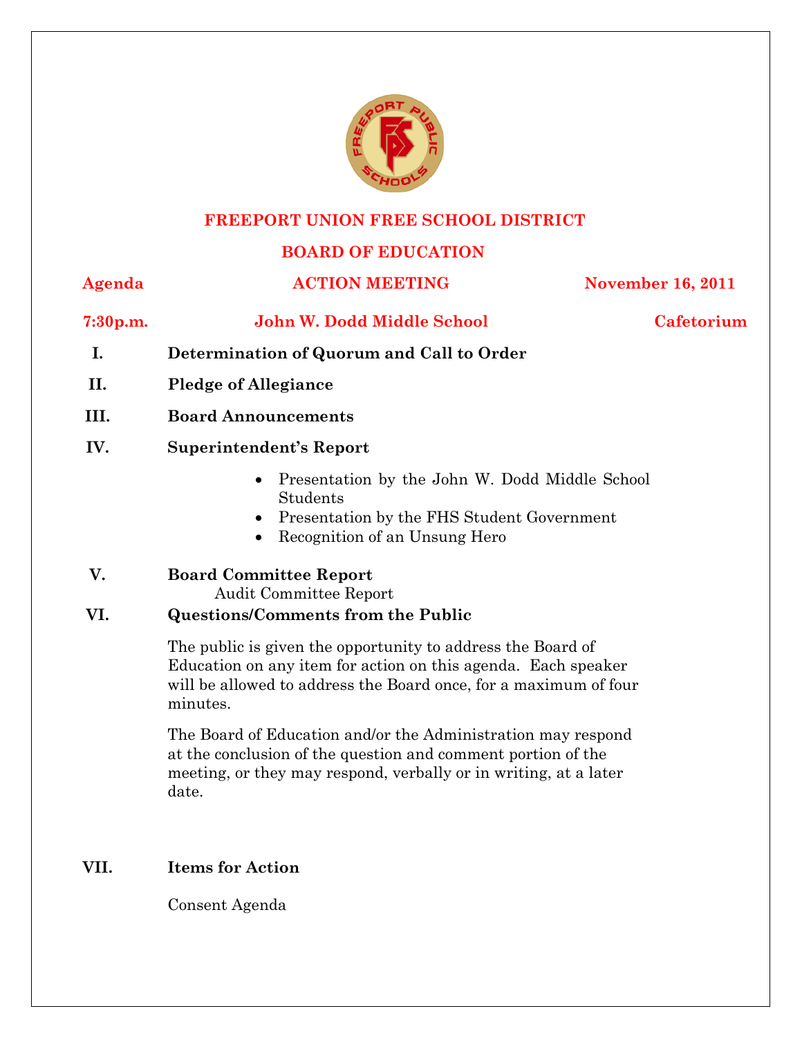# FREEPORT UNION FREE SCHOOL DISTRICT

## BOARD OF EDUCATION

**Agenda** **ACTION MEETING** **November 16, 2011**

**7:30p.m.** **John W. Dodd Middle School** **Cafetorium**

**I.** **Determination of Quorum and Call to Order**

**II.** **Pledge of Allegiance**

**III.** **Board Announcements**

**IV.** **Superintendent's Report**

- Presentation by the John W. Dodd Middle School Students
- Presentation by the FHS Student Government
- Recognition of an Unsung Hero

**V.** **Board Committee Report**

Audit Committee Report

**VI.** **Questions/Comments from the Public**

The public is given the opportunity to address the Board of Education on any item for action on this agenda. Each speaker will be allowed to address the Board once, for a maximum of four minutes.

The Board of Education and/or the Administration may respond at the conclusion of the question and comment portion of the meeting, or they may respond, verbally or in writing, at a later date.

**VII.** **Items for Action**

Consent Agenda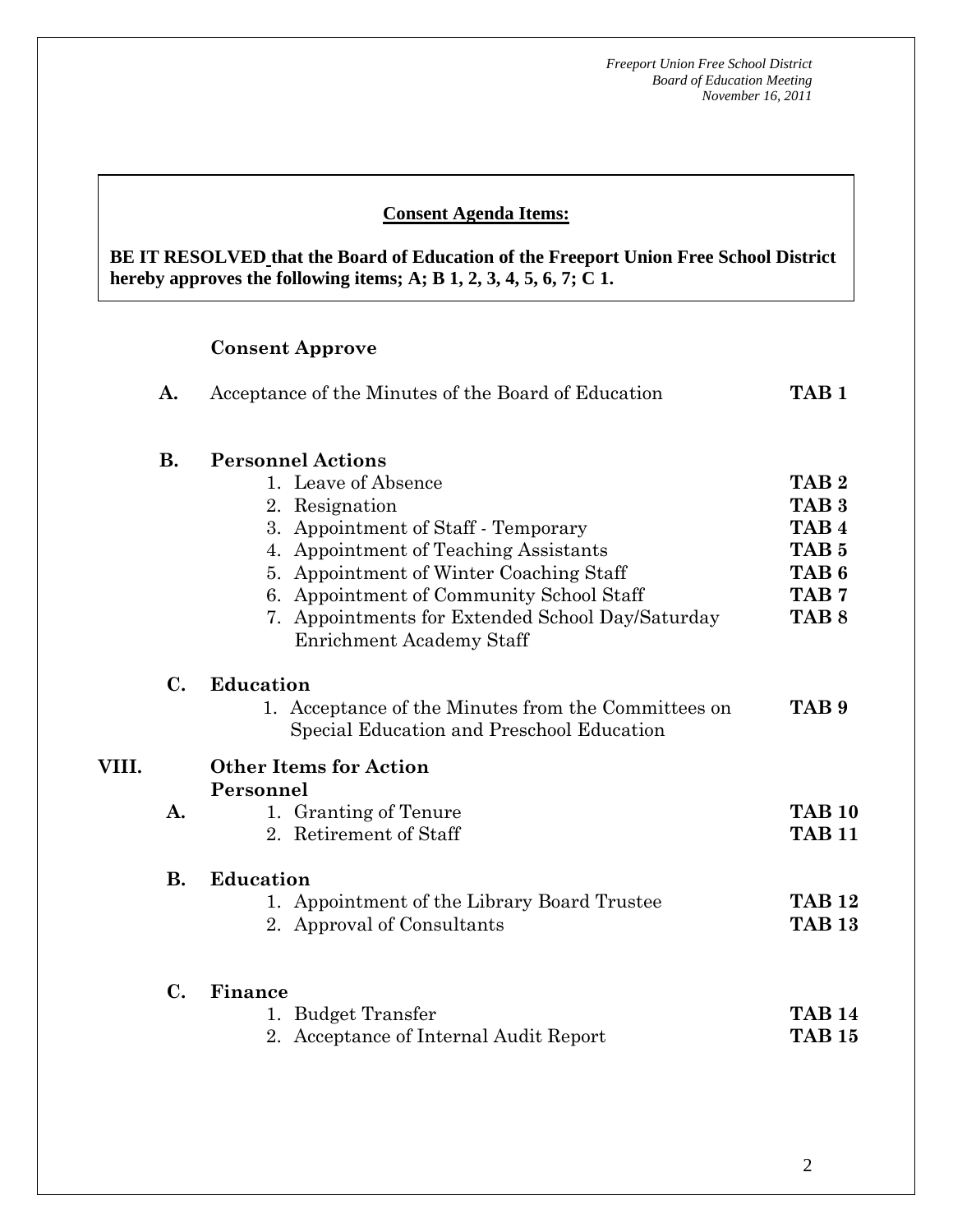**Consent Agenda Items:**

**BE IT RESOLVED that the Board of Education of the Freeport Union Free School District hereby approves the following items; A; B 1, 2, 3, 4, 5, 6, 7; C 1.**

**Consent Approve**

**A.** Acceptance of the Minutes of the Board of Education **TAB 1**

**B. Personnel Actions**

1. Leave of Absence **TAB 2**
2. Resignation **TAB 3**
3. Appointment of Staff - Temporary **TAB 4**
4. Appointment of Teaching Assistants **TAB 5**
5. Appointment of Winter Coaching Staff **TAB 6**
6. Appointment of Community School Staff **TAB 7**
7. Appointments for Extended School Day/Saturday Enrichment Academy Staff **TAB 8**

**C. Education**

1. Acceptance of the Minutes from the Committees on Special Education and Preschool Education **TAB 9**

**VIII. Other Items for Action**

**Personnel**

**A.**

1. Granting of Tenure **TAB 10**
2. Retirement of Staff **TAB 11**

**B. Education**

1. Appointment of the Library Board Trustee **TAB 12**
2. Approval of Consultants **TAB 13**

**C. Finance**

1. Budget Transfer **TAB 14**
2. Acceptance of Internal Audit Report **TAB 15**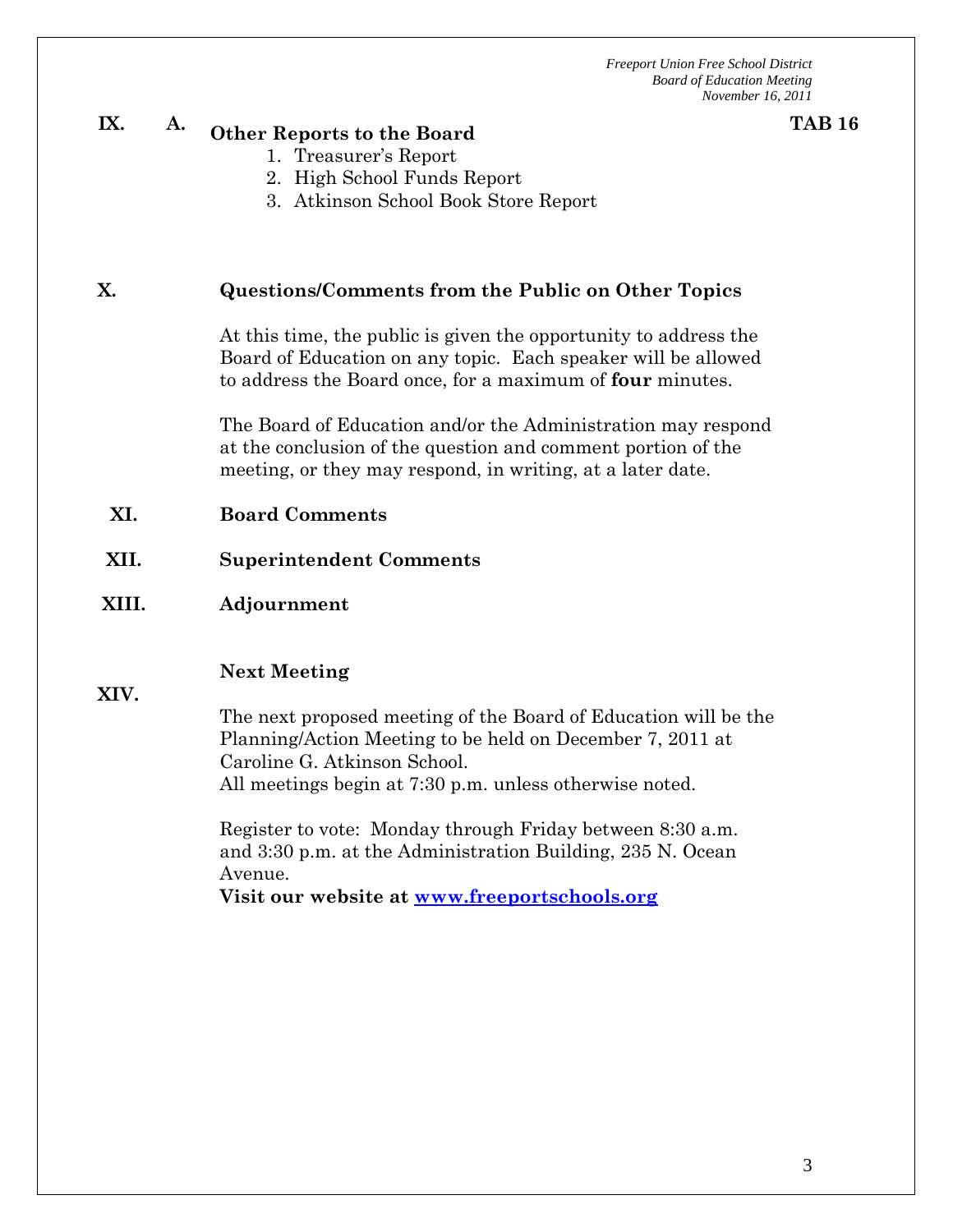**IX. A. Other Reports to the Board** **TAB 16**

1. Treasurer's Report
2. High School Funds Report
3. Atkinson School Book Store Report

**X. Questions/Comments from the Public on Other Topics**

At this time, the public is given the opportunity to address the Board of Education on any topic. Each speaker will be allowed to address the Board once, for a maximum of **four** minutes.

The Board of Education and/or the Administration may respond at the conclusion of the question and comment portion of the meeting, or they may respond, in writing, at a later date.

**XI. Board Comments**

**XII. Superintendent Comments**

**XIII. Adjournment**

**XIV. Next Meeting**

The next proposed meeting of the Board of Education will be the Planning/Action Meeting to be held on December 7, 2011 at Caroline G. Atkinson School.
All meetings begin at 7:30 p.m. unless otherwise noted.

Register to vote: Monday through Friday between 8:30 a.m. and 3:30 p.m. at the Administration Building, 235 N. Ocean Avenue.
**Visit our website at www.freeportschools.org**